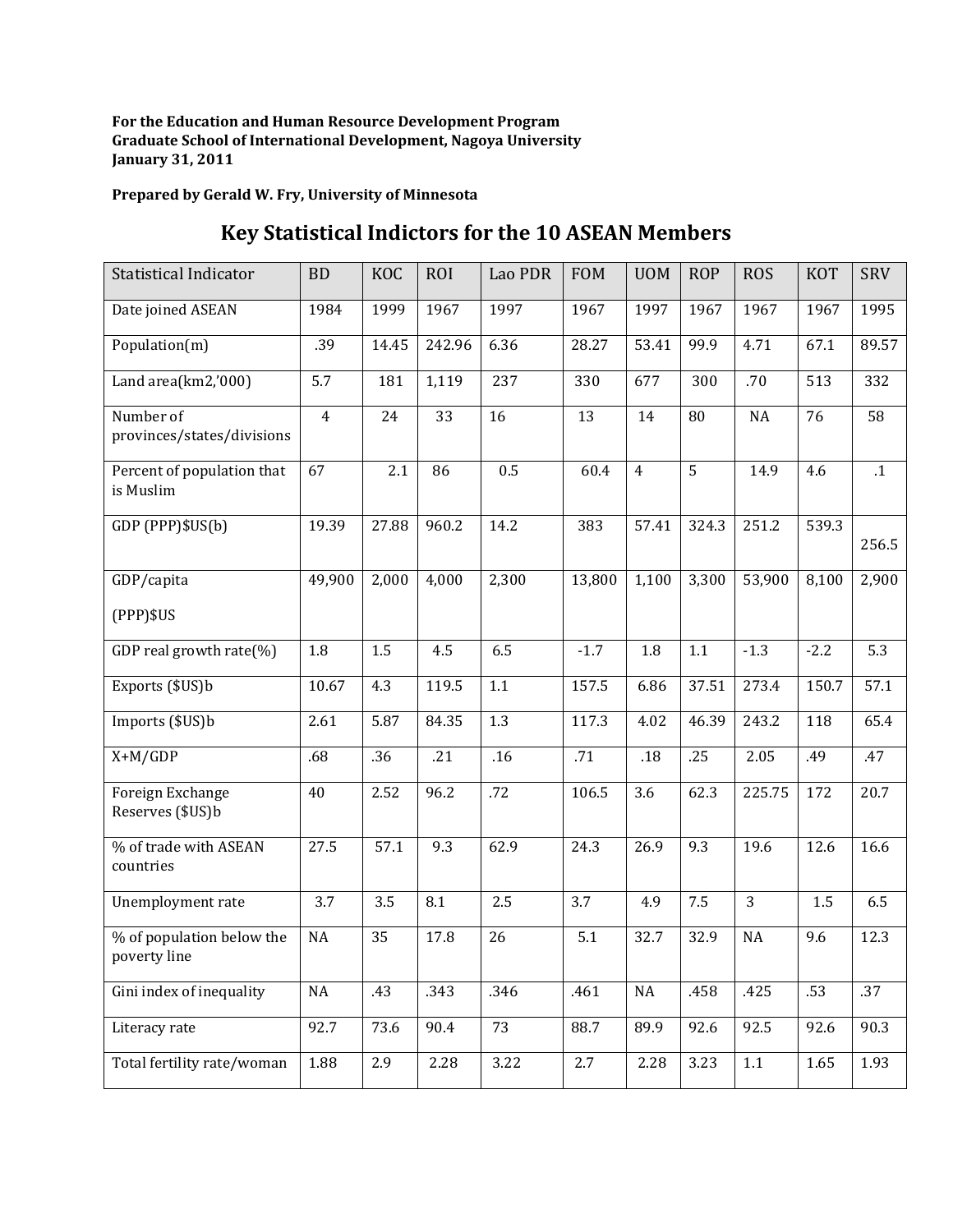**For the Education and Human Resource Development Program**
**Graduate School of International Development, Nagoya University**
**January 31, 2011**

**Prepared by Gerald W. Fry, University of Minnesota**

# Key Statistical Indictors for the 10 ASEAN Members

| Statistical Indicator | BD | KOC | ROI | Lao PDR | FOM | UOM | ROP | ROS | KOT | SRV |
|---|---|---|---|---|---|---|---|---|---|---|
| Date joined ASEAN | 1984 | 1999 | 1967 | 1997 | 1967 | 1997 | 1967 | 1967 | 1967 | 1995 |
| Population(m) | .39 | 14.45 | 242.96 | 6.36 | 28.27 | 53.41 | 99.9 | 4.71 | 67.1 | 89.57 |
| Land area(km2,'000) | 5.7 | 181 | 1,119 | 237 | 330 | 677 | 300 | .70 | 513 | 332 |
| Number of provinces/states/divisions | 4 | 24 | 33 | 16 | 13 | 14 | 80 | NA | 76 | 58 |
| Percent of population that is Muslim | 67 | 2.1 | 86 | 0.5 | 60.4 | 4 | 5 | 14.9 | 4.6 | .1 |
| GDP (PPP)$US(b) | 19.39 | 27.88 | 960.2 | 14.2 | 383 | 57.41 | 324.3 | 251.2 | 539.3 | 256.5 |
| GDP/capita (PPP)$US | 49,900 | 2,000 | 4,000 | 2,300 | 13,800 | 1,100 | 3,300 | 53,900 | 8,100 | 2,900 |
| GDP real growth rate(%) | 1.8 | 1.5 | 4.5 | 6.5 | -1.7 | 1.8 | 1.1 | -1.3 | -2.2 | 5.3 |
| Exports ($US)b | 10.67 | 4.3 | 119.5 | 1.1 | 157.5 | 6.86 | 37.51 | 273.4 | 150.7 | 57.1 |
| Imports ($US)b | 2.61 | 5.87 | 84.35 | 1.3 | 117.3 | 4.02 | 46.39 | 243.2 | 118 | 65.4 |
| X+M/GDP | .68 | .36 | .21 | .16 | .71 | .18 | .25 | 2.05 | .49 | .47 |
| Foreign Exchange Reserves ($US)b | 40 | 2.52 | 96.2 | .72 | 106.5 | 3.6 | 62.3 | 225.75 | 172 | 20.7 |
| % of trade with ASEAN countries | 27.5 | 57.1 | 9.3 | 62.9 | 24.3 | 26.9 | 9.3 | 19.6 | 12.6 | 16.6 |
| Unemployment rate | 3.7 | 3.5 | 8.1 | 2.5 | 3.7 | 4.9 | 7.5 | 3 | 1.5 | 6.5 |
| % of population below the poverty line | NA | 35 | 17.8 | 26 | 5.1 | 32.7 | 32.9 | NA | 9.6 | 12.3 |
| Gini index of inequality | NA | .43 | .343 | .346 | .461 | NA | .458 | .425 | .53 | .37 |
| Literacy rate | 92.7 | 73.6 | 90.4 | 73 | 88.7 | 89.9 | 92.6 | 92.5 | 92.6 | 90.3 |
| Total fertility rate/woman | 1.88 | 2.9 | 2.28 | 3.22 | 2.7 | 2.28 | 3.23 | 1.1 | 1.65 | 1.93 |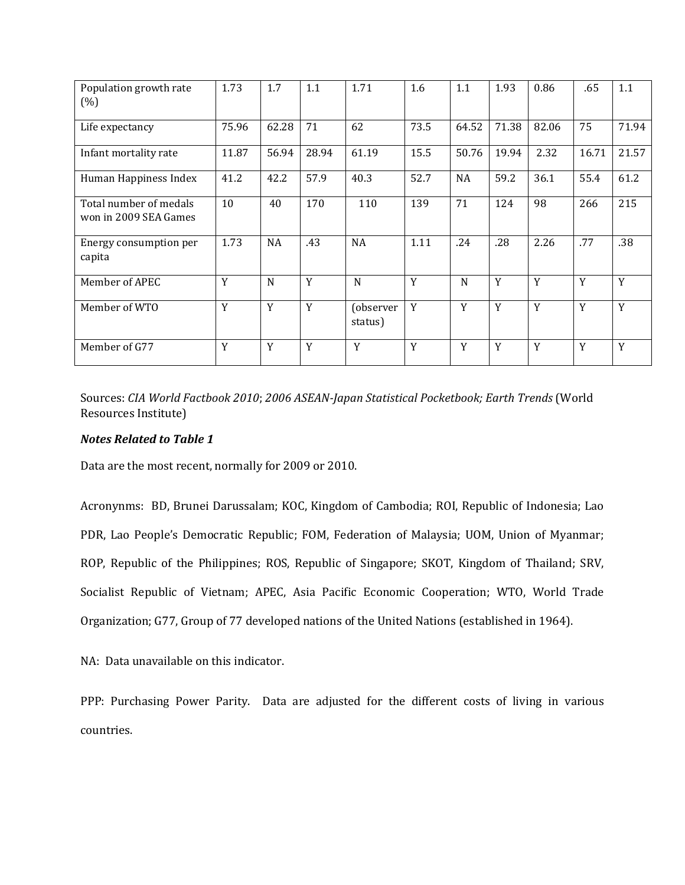| | | | | | | | | | | |
|---|---|---|---|---|---|---|---|---|---|---|
| Population growth rate (%) | 1.73 | 1.7 | 1.1 | 1.71 | 1.6 | 1.1 | 1.93 | 0.86 | .65 | 1.1 |
| Life expectancy | 75.96 | 62.28 | 71 | 62 | 73.5 | 64.52 | 71.38 | 82.06 | 75 | 71.94 |
| Infant mortality rate | 11.87 | 56.94 | 28.94 | 61.19 | 15.5 | 50.76 | 19.94 | 2.32 | 16.71 | 21.57 |
| Human Happiness Index | 41.2 | 42.2 | 57.9 | 40.3 | 52.7 | NA | 59.2 | 36.1 | 55.4 | 61.2 |
| Total number of medals won in 2009 SEA Games | 10 | 40 | 170 | 110 | 139 | 71 | 124 | 98 | 266 | 215 |
| Energy consumption per capita | 1.73 | NA | .43 | NA | 1.11 | .24 | .28 | 2.26 | .77 | .38 |
| Member of APEC | Y | N | Y | N | Y | N | Y | Y | Y | Y |
| Member of WTO | Y | Y | Y | (observer status) | Y | Y | Y | Y | Y | Y |
| Member of G77 | Y | Y | Y | Y | Y | Y | Y | Y | Y | Y |

Sources: *CIA World Factbook 2010*; *2006 ASEAN-Japan Statistical Pocketbook; Earth Trends* (World Resources Institute)

***Notes Related to Table 1***

Data are the most recent, normally for 2009 or 2010.

Acronynms: BD, Brunei Darussalam; KOC, Kingdom of Cambodia; ROI, Republic of Indonesia; Lao PDR, Lao People's Democratic Republic; FOM, Federation of Malaysia; UOM, Union of Myanmar; ROP, Republic of the Philippines; ROS, Republic of Singapore; SKOT, Kingdom of Thailand; SRV, Socialist Republic of Vietnam; APEC, Asia Pacific Economic Cooperation; WTO, World Trade Organization; G77, Group of 77 developed nations of the United Nations (established in 1964).

NA: Data unavailable on this indicator.

PPP: Purchasing Power Parity. Data are adjusted for the different costs of living in various countries.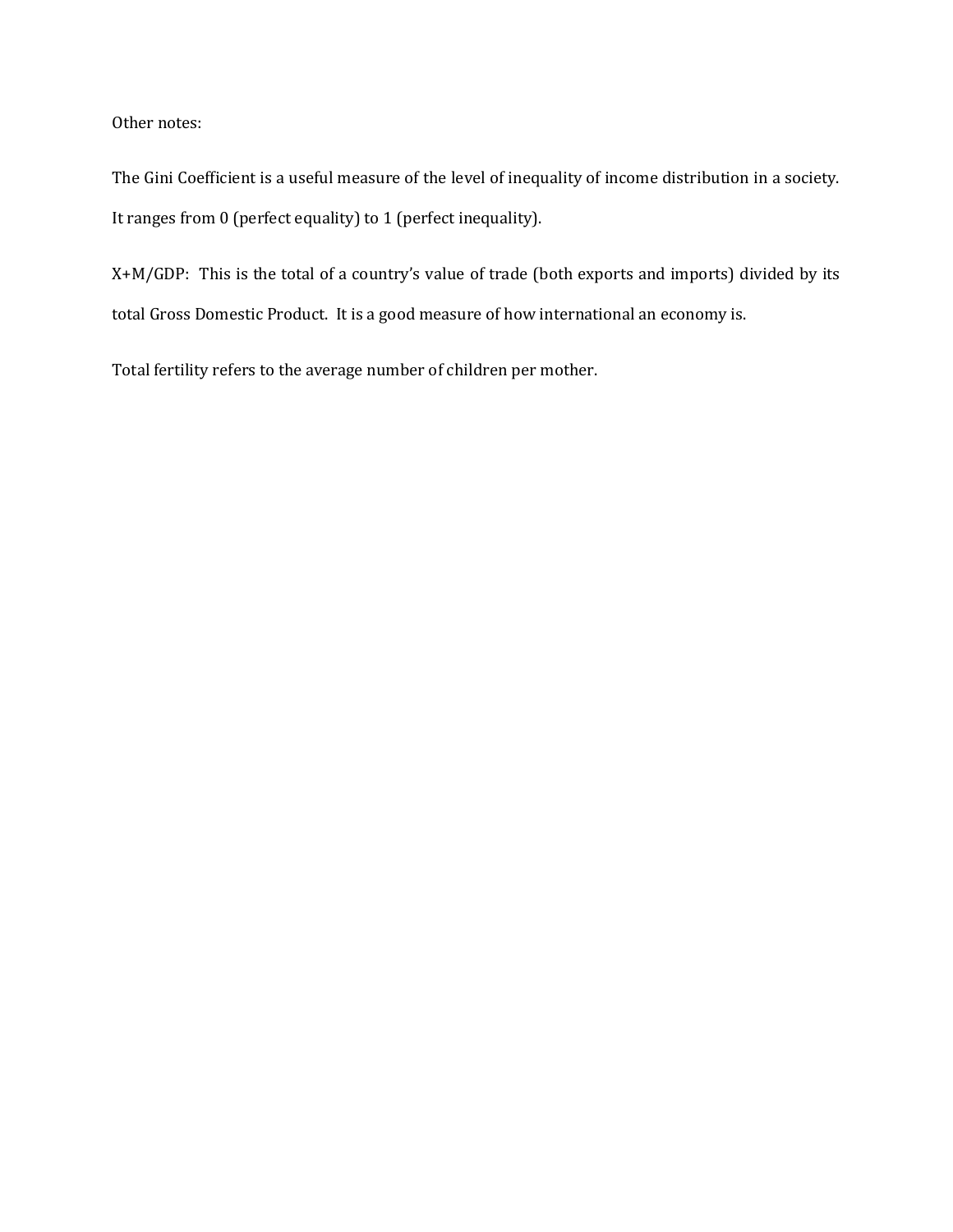Other notes:

The Gini Coefficient is a useful measure of the level of inequality of income distribution in a society. It ranges from 0 (perfect equality) to 1 (perfect inequality).

X+M/GDP: This is the total of a country's value of trade (both exports and imports) divided by its total Gross Domestic Product. It is a good measure of how international an economy is.

Total fertility refers to the average number of children per mother.